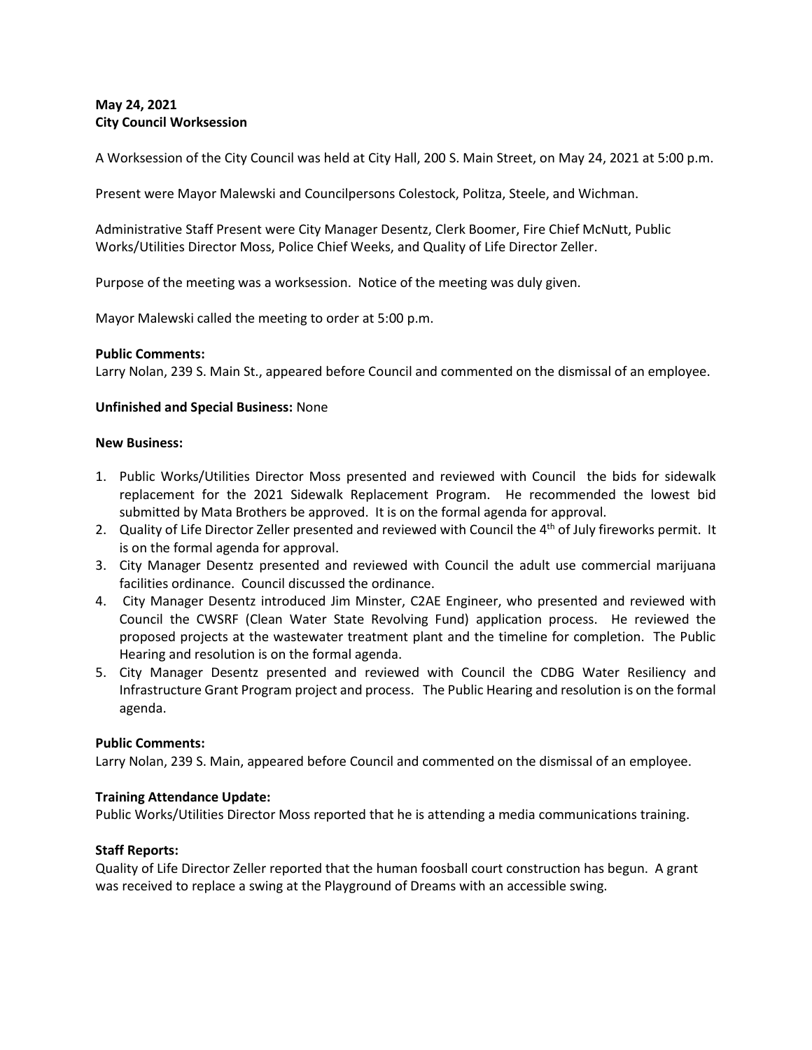**May 24, 2021**
**City Council Worksession**

A Worksession of the City Council was held at City Hall, 200 S. Main Street, on May 24, 2021 at 5:00 p.m.

Present were Mayor Malewski and Councilpersons Colestock, Politza, Steele, and Wichman.

Administrative Staff Present were City Manager Desentz, Clerk Boomer, Fire Chief McNutt, Public Works/Utilities Director Moss, Police Chief Weeks, and Quality of Life Director Zeller.

Purpose of the meeting was a worksession. Notice of the meeting was duly given.

Mayor Malewski called the meeting to order at 5:00 p.m.

**Public Comments:**
Larry Nolan, 239 S. Main St., appeared before Council and commented on the dismissal of an employee.

**Unfinished and Special Business:** None

**New Business:**

1. Public Works/Utilities Director Moss presented and reviewed with Council the bids for sidewalk replacement for the 2021 Sidewalk Replacement Program. He recommended the lowest bid submitted by Mata Brothers be approved. It is on the formal agenda for approval.
2. Quality of Life Director Zeller presented and reviewed with Council the 4th of July fireworks permit. It is on the formal agenda for approval.
3. City Manager Desentz presented and reviewed with Council the adult use commercial marijuana facilities ordinance. Council discussed the ordinance.
4. City Manager Desentz introduced Jim Minster, C2AE Engineer, who presented and reviewed with Council the CWSRF (Clean Water State Revolving Fund) application process. He reviewed the proposed projects at the wastewater treatment plant and the timeline for completion. The Public Hearing and resolution is on the formal agenda.
5. City Manager Desentz presented and reviewed with Council the CDBG Water Resiliency and Infrastructure Grant Program project and process. The Public Hearing and resolution is on the formal agenda.

**Public Comments:**
Larry Nolan, 239 S. Main, appeared before Council and commented on the dismissal of an employee.

**Training Attendance Update:**
Public Works/Utilities Director Moss reported that he is attending a media communications training.

**Staff Reports:**
Quality of Life Director Zeller reported that the human foosball court construction has begun. A grant was received to replace a swing at the Playground of Dreams with an accessible swing.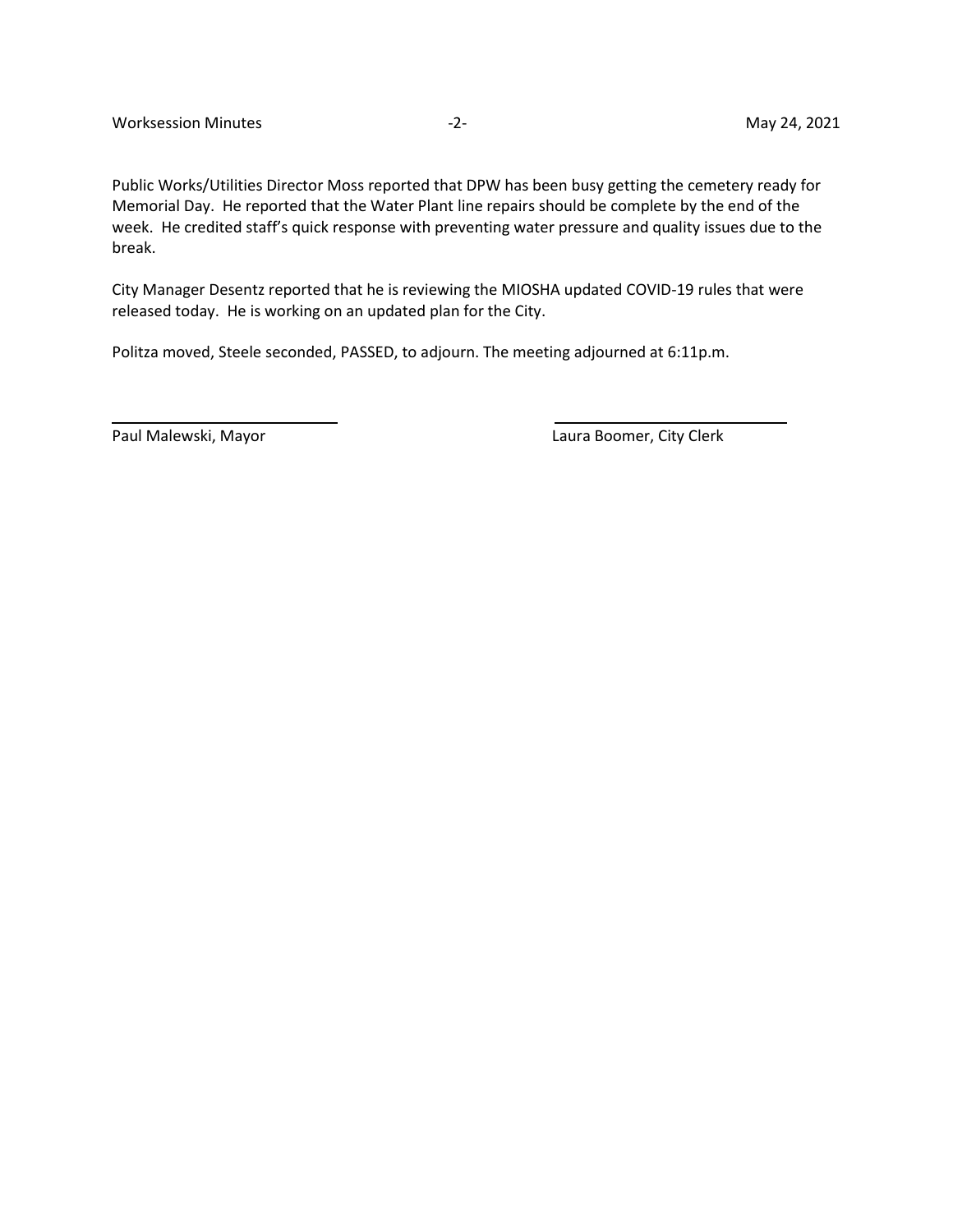Public Works/Utilities Director Moss reported that DPW has been busy getting the cemetery ready for Memorial Day. He reported that the Water Plant line repairs should be complete by the end of the week. He credited staff's quick response with preventing water pressure and quality issues due to the break.

City Manager Desentz reported that he is reviewing the MIOSHA updated COVID-19 rules that were released today. He is working on an updated plan for the City.

Politza moved, Steele seconded, PASSED, to adjourn. The meeting adjourned at 6:11p.m.

Paul Malewski, Mayor

Laura Boomer, City Clerk